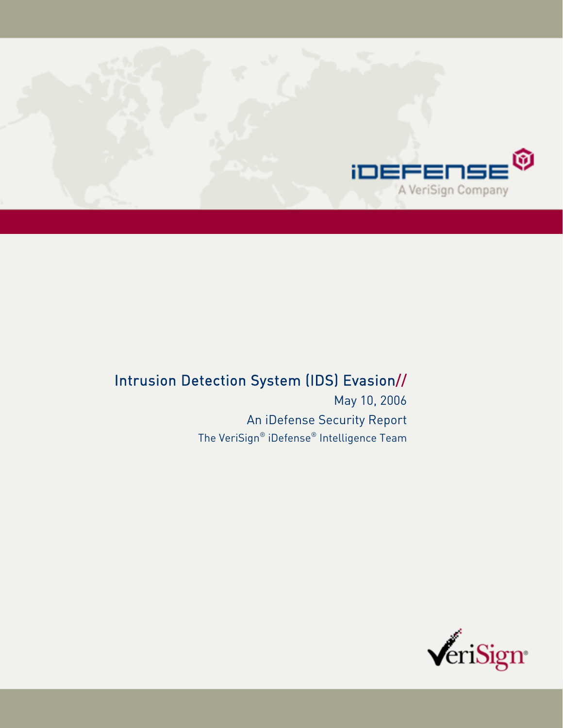iDEFENSE

A VeriSign Company

# Intrusion Detection System (IDS) Evasion//

May 10, 2006

An iDefense Security Report

The VeriSign® iDefense® Intelligence Team

VeriSign®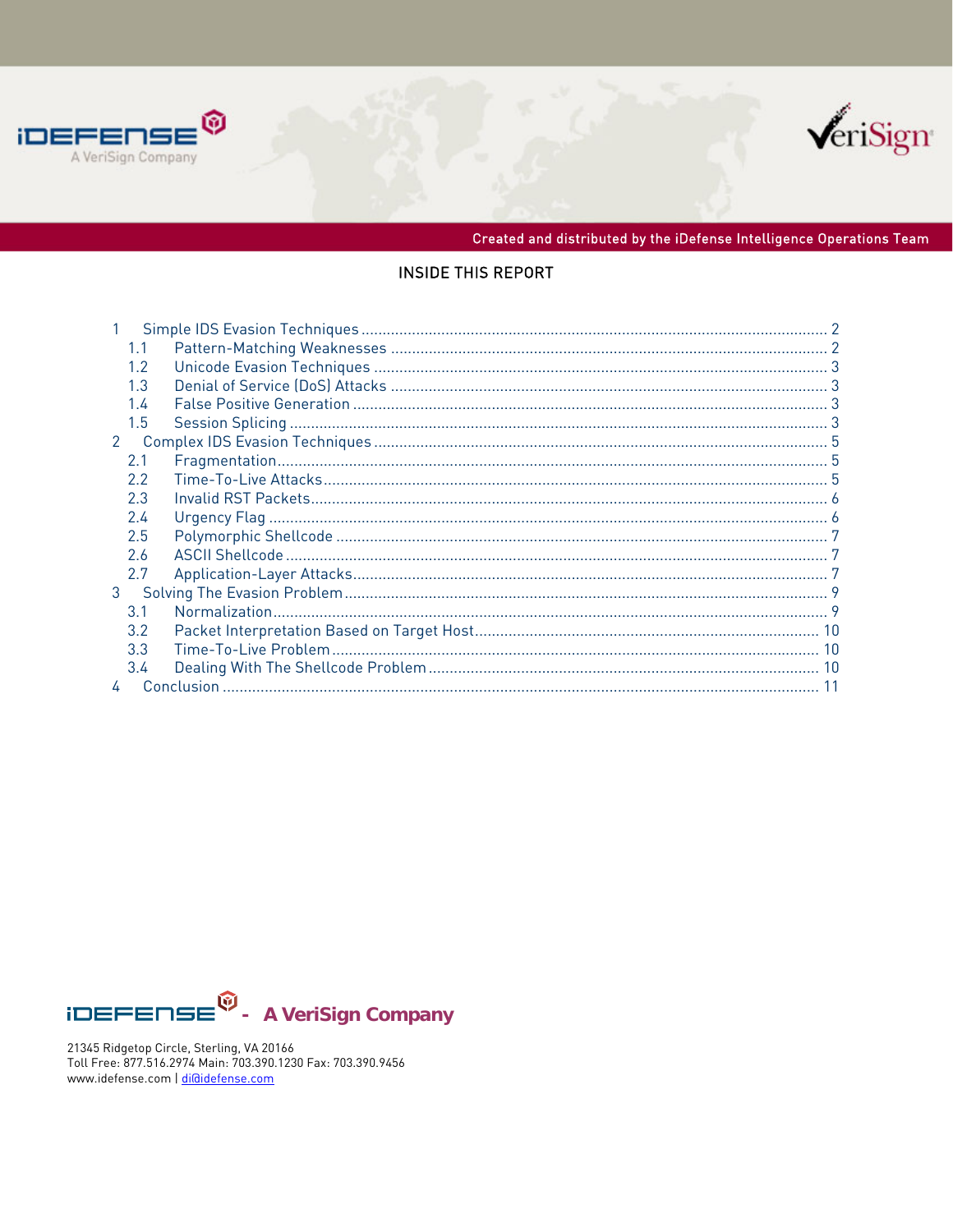Created and distributed by the iDefense Intelligence Operations Team

## INSIDE THIS REPORT

1 Simple IDS Evasion Techniques ........................................ 2
  1.1 Pattern-Matching Weaknesses ........................................ 2
  1.2 Unicode Evasion Techniques ........................................ 3
  1.3 Denial of Service (DoS) Attacks ........................................ 3
  1.4 False Positive Generation ........................................ 3
  1.5 Session Splicing ........................................ 3
2 Complex IDS Evasion Techniques ........................................ 5
  2.1 Fragmentation ........................................ 5
  2.2 Time-To-Live Attacks ........................................ 5
  2.3 Invalid RST Packets ........................................ 6
  2.4 Urgency Flag ........................................ 6
  2.5 Polymorphic Shellcode ........................................ 7
  2.6 ASCII Shellcode ........................................ 7
  2.7 Application-Layer Attacks ........................................ 7
3 Solving The Evasion Problem ........................................ 9
  3.1 Normalization ........................................ 9
  3.2 Packet Interpretation Based on Target Host ........................................ 10
  3.3 Time-To-Live Problem ........................................ 10
  3.4 Dealing With The Shellcode Problem ........................................ 10
4 Conclusion ........................................ 11

iDEFENSE - A VeriSign Company

21345 Ridgetop Circle, Sterling, VA 20166
Toll Free: 877.516.2974 Main: 703.390.1230 Fax: 703.390.9456
www.idefense.com | di@idefense.com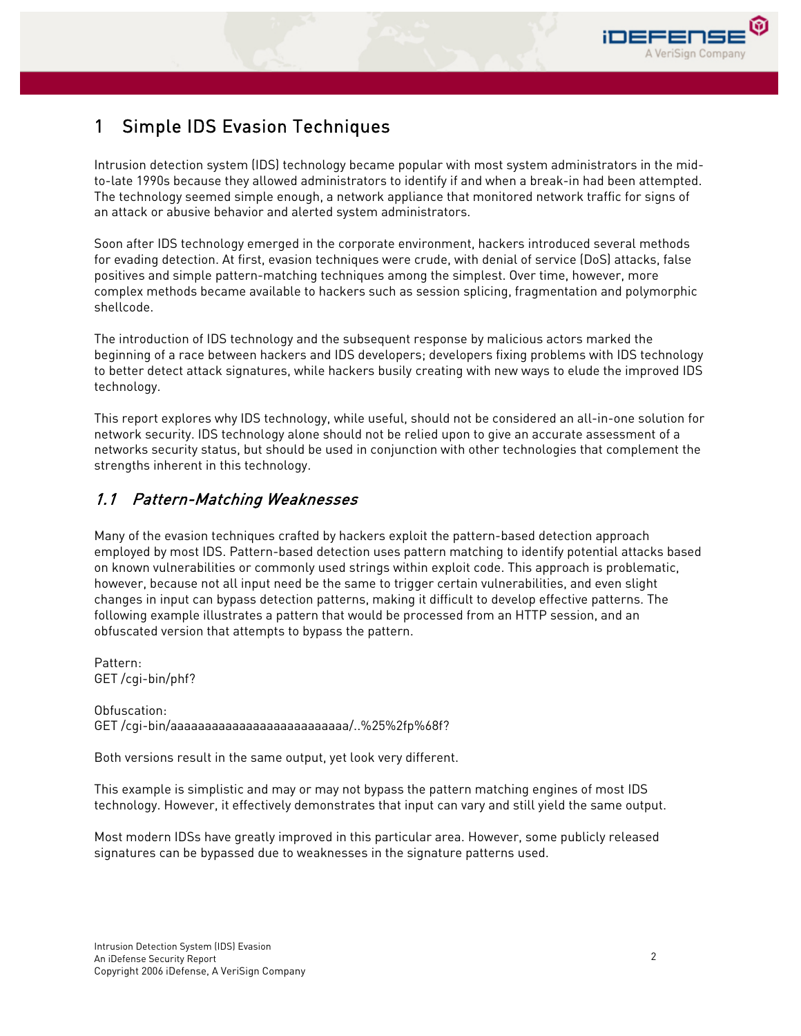# 1 Simple IDS Evasion Techniques

Intrusion detection system (IDS) technology became popular with most system administrators in the mid-to-late 1990s because they allowed administrators to identify if and when a break-in had been attempted. The technology seemed simple enough, a network appliance that monitored network traffic for signs of an attack or abusive behavior and alerted system administrators.

Soon after IDS technology emerged in the corporate environment, hackers introduced several methods for evading detection. At first, evasion techniques were crude, with denial of service (DoS) attacks, false positives and simple pattern-matching techniques among the simplest. Over time, however, more complex methods became available to hackers such as session splicing, fragmentation and polymorphic shellcode.

The introduction of IDS technology and the subsequent response by malicious actors marked the beginning of a race between hackers and IDS developers; developers fixing problems with IDS technology to better detect attack signatures, while hackers busily creating with new ways to elude the improved IDS technology.

This report explores why IDS technology, while useful, should not be considered an all-in-one solution for network security. IDS technology alone should not be relied upon to give an accurate assessment of a networks security status, but should be used in conjunction with other technologies that complement the strengths inherent in this technology.

## *1.1 Pattern-Matching Weaknesses*

Many of the evasion techniques crafted by hackers exploit the pattern-based detection approach employed by most IDS. Pattern-based detection uses pattern matching to identify potential attacks based on known vulnerabilities or commonly used strings within exploit code. This approach is problematic, however, because not all input need be the same to trigger certain vulnerabilities, and even slight changes in input can bypass detection patterns, making it difficult to develop effective patterns. The following example illustrates a pattern that would be processed from an HTTP session, and an obfuscated version that attempts to bypass the pattern.

Pattern:
GET /cgi-bin/phf?

Obfuscation:
GET /cgi-bin/aaaaaaaaaaaaaaaaaaaaaaaaaa/..%25%2fp%68f?

Both versions result in the same output, yet look very different.

This example is simplistic and may or may not bypass the pattern matching engines of most IDS technology. However, it effectively demonstrates that input can vary and still yield the same output.

Most modern IDSs have greatly improved in this particular area. However, some publicly released signatures can be bypassed due to weaknesses in the signature patterns used.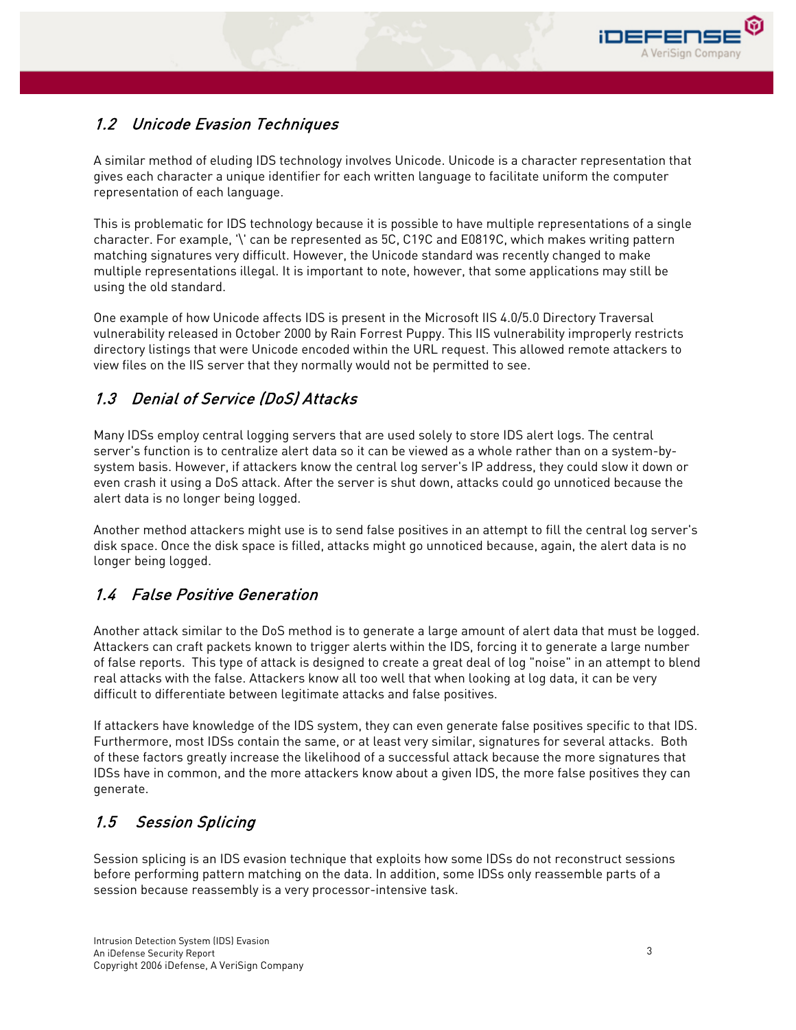## 1.2 *Unicode Evasion Techniques*

A similar method of eluding IDS technology involves Unicode. Unicode is a character representation that gives each character a unique identifier for each written language to facilitate uniform the computer representation of each language.

This is problematic for IDS technology because it is possible to have multiple representations of a single character. For example, '\' can be represented as 5C, C19C and E0819C, which makes writing pattern matching signatures very difficult. However, the Unicode standard was recently changed to make multiple representations illegal. It is important to note, however, that some applications may still be using the old standard.

One example of how Unicode affects IDS is present in the Microsoft IIS 4.0/5.0 Directory Traversal vulnerability released in October 2000 by Rain Forrest Puppy. This IIS vulnerability improperly restricts directory listings that were Unicode encoded within the URL request. This allowed remote attackers to view files on the IIS server that they normally would not be permitted to see.

## 1.3 *Denial of Service (DoS) Attacks*

Many IDSs employ central logging servers that are used solely to store IDS alert logs. The central server's function is to centralize alert data so it can be viewed as a whole rather than on a system-by-system basis. However, if attackers know the central log server's IP address, they could slow it down or even crash it using a DoS attack. After the server is shut down, attacks could go unnoticed because the alert data is no longer being logged.

Another method attackers might use is to send false positives in an attempt to fill the central log server's disk space. Once the disk space is filled, attacks might go unnoticed because, again, the alert data is no longer being logged.

## 1.4 *False Positive Generation*

Another attack similar to the DoS method is to generate a large amount of alert data that must be logged. Attackers can craft packets known to trigger alerts within the IDS, forcing it to generate a large number of false reports. This type of attack is designed to create a great deal of log "noise" in an attempt to blend real attacks with the false. Attackers know all too well that when looking at log data, it can be very difficult to differentiate between legitimate attacks and false positives.

If attackers have knowledge of the IDS system, they can even generate false positives specific to that IDS. Furthermore, most IDSs contain the same, or at least very similar, signatures for several attacks. Both of these factors greatly increase the likelihood of a successful attack because the more signatures that IDSs have in common, and the more attackers know about a given IDS, the more false positives they can generate.

## 1.5 *Session Splicing*

Session splicing is an IDS evasion technique that exploits how some IDSs do not reconstruct sessions before performing pattern matching on the data. In addition, some IDSs only reassemble parts of a session because reassembly is a very processor-intensive task.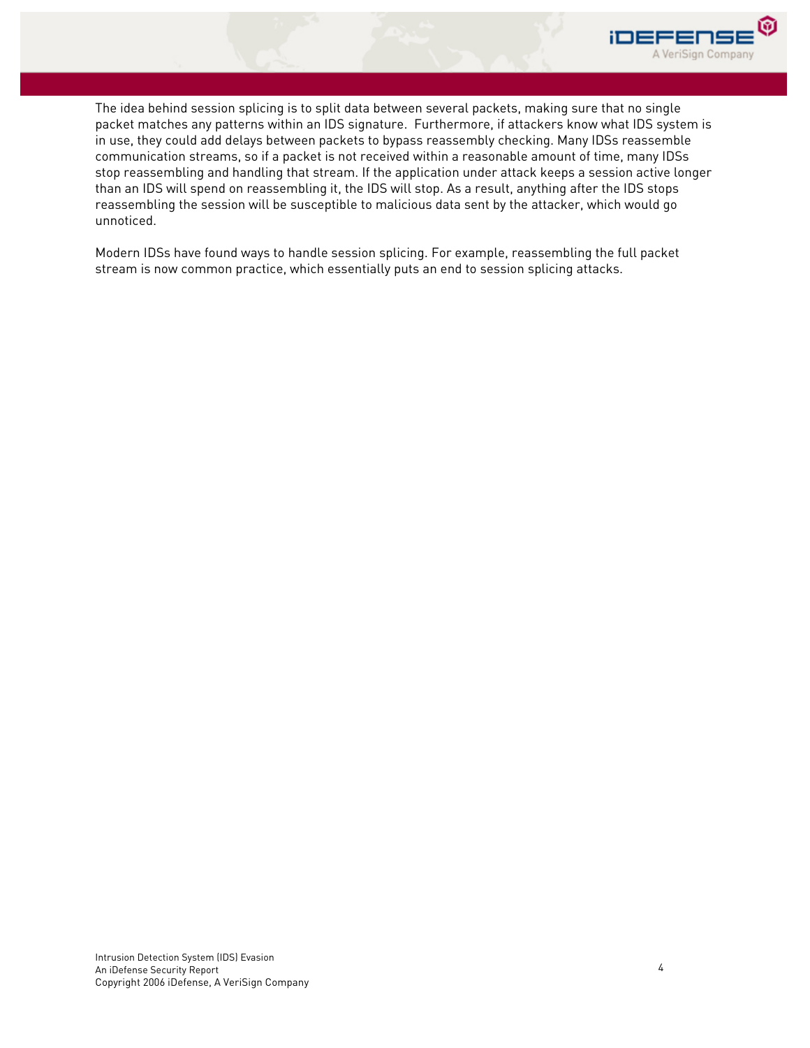The idea behind session splicing is to split data between several packets, making sure that no single packet matches any patterns within an IDS signature. Furthermore, if attackers know what IDS system is in use, they could add delays between packets to bypass reassembly checking. Many IDSs reassemble communication streams, so if a packet is not received within a reasonable amount of time, many IDSs stop reassembling and handling that stream. If the application under attack keeps a session active longer than an IDS will spend on reassembling it, the IDS will stop. As a result, anything after the IDS stops reassembling the session will be susceptible to malicious data sent by the attacker, which would go unnoticed.

Modern IDSs have found ways to handle session splicing. For example, reassembling the full packet stream is now common practice, which essentially puts an end to session splicing attacks.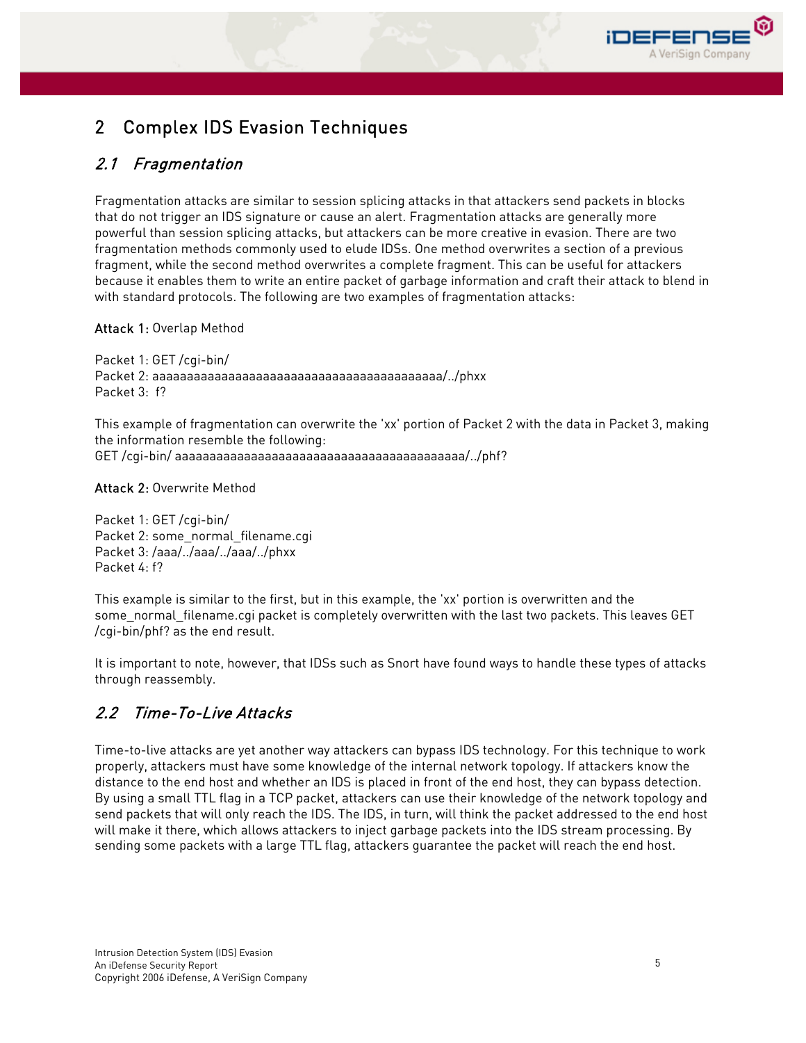# 2 Complex IDS Evasion Techniques

## *2.1 Fragmentation*

Fragmentation attacks are similar to session splicing attacks in that attackers send packets in blocks that do not trigger an IDS signature or cause an alert. Fragmentation attacks are generally more powerful than session splicing attacks, but attackers can be more creative in evasion. There are two fragmentation methods commonly used to elude IDSs. One method overwrites a section of a previous fragment, while the second method overwrites a complete fragment. This can be useful for attackers because it enables them to write an entire packet of garbage information and craft their attack to blend in with standard protocols. The following are two examples of fragmentation attacks:

**Attack 1:** Overlap Method

Packet 1: GET /cgi-bin/
Packet 2: aaaaaaaaaaaaaaaaaaaaaaaaaaaaaaaaaaaaaaaaaaa/../phxx
Packet 3:  f?

This example of fragmentation can overwrite the 'xx' portion of Packet 2 with the data in Packet 3, making the information resemble the following:
GET /cgi-bin/ aaaaaaaaaaaaaaaaaaaaaaaaaaaaaaaaaaaaaaaaaaa/../phf?

**Attack 2:** Overwrite Method

Packet 1: GET /cgi-bin/
Packet 2: some_normal_filename.cgi
Packet 3: /aaa/../aaa/../aaa/../phxx
Packet 4: f?

This example is similar to the first, but in this example, the 'xx' portion is overwritten and the some_normal_filename.cgi packet is completely overwritten with the last two packets. This leaves GET /cgi-bin/phf? as the end result.

It is important to note, however, that IDSs such as Snort have found ways to handle these types of attacks through reassembly.

## *2.2 Time-To-Live Attacks*

Time-to-live attacks are yet another way attackers can bypass IDS technology. For this technique to work properly, attackers must have some knowledge of the internal network topology. If attackers know the distance to the end host and whether an IDS is placed in front of the end host, they can bypass detection. By using a small TTL flag in a TCP packet, attackers can use their knowledge of the network topology and send packets that will only reach the IDS. The IDS, in turn, will think the packet addressed to the end host will make it there, which allows attackers to inject garbage packets into the IDS stream processing. By sending some packets with a large TTL flag, attackers guarantee the packet will reach the end host.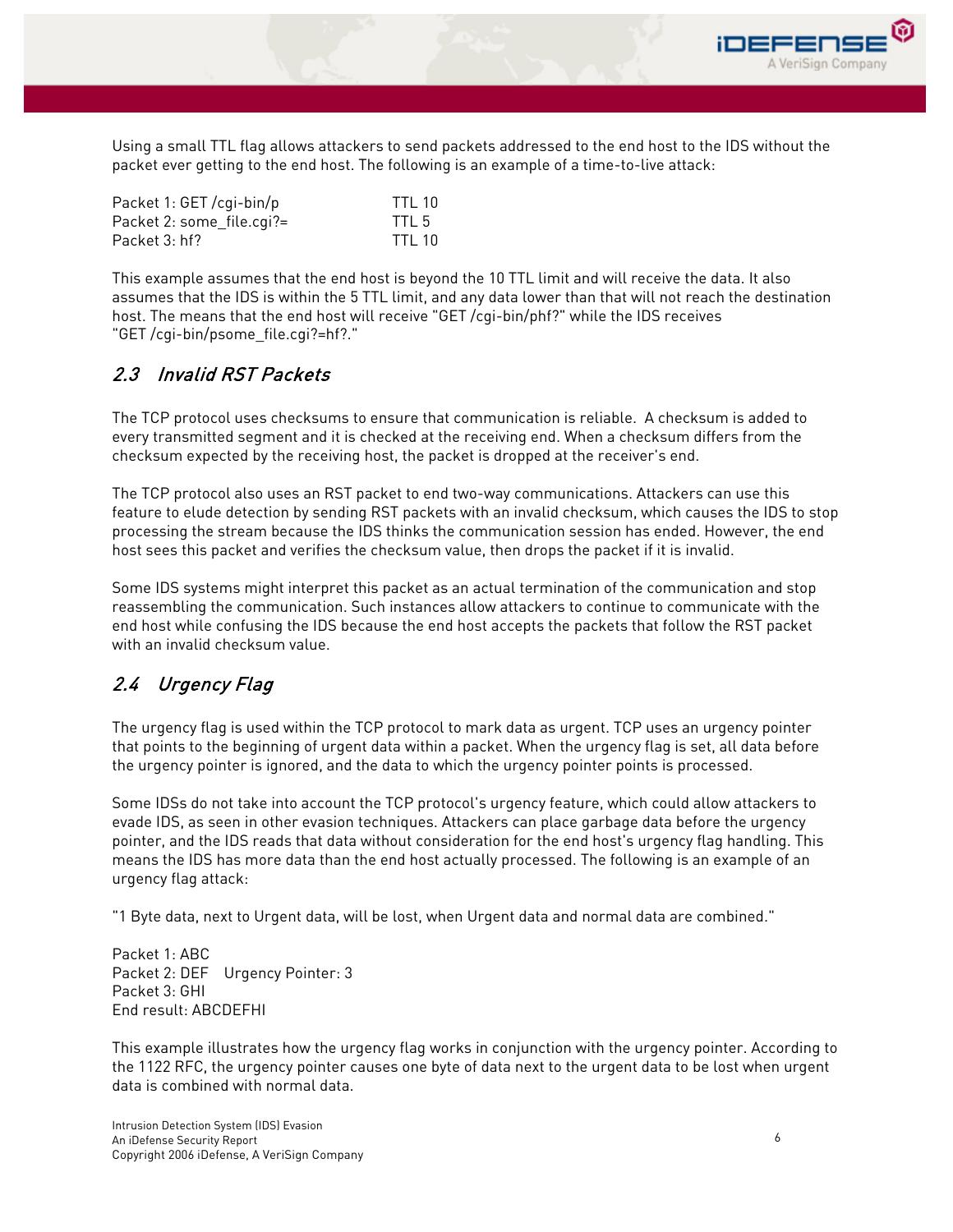Using a small TTL flag allows attackers to send packets addressed to the end host to the IDS without the packet ever getting to the end host. The following is an example of a time-to-live attack:

| | |
|---|---|
| Packet 1: GET /cgi-bin/p | TTL 10 |
| Packet 2: some_file.cgi?= | TTL 5 |
| Packet 3: hf? | TTL 10 |

This example assumes that the end host is beyond the 10 TTL limit and will receive the data. It also assumes that the IDS is within the 5 TTL limit, and any data lower than that will not reach the destination host. The means that the end host will receive "GET /cgi-bin/phf?" while the IDS receives "GET /cgi-bin/psome_file.cgi?=hf?."

## *2.3 Invalid RST Packets*

The TCP protocol uses checksums to ensure that communication is reliable. A checksum is added to every transmitted segment and it is checked at the receiving end. When a checksum differs from the checksum expected by the receiving host, the packet is dropped at the receiver's end.

The TCP protocol also uses an RST packet to end two-way communications. Attackers can use this feature to elude detection by sending RST packets with an invalid checksum, which causes the IDS to stop processing the stream because the IDS thinks the communication session has ended. However, the end host sees this packet and verifies the checksum value, then drops the packet if it is invalid.

Some IDS systems might interpret this packet as an actual termination of the communication and stop reassembling the communication. Such instances allow attackers to continue to communicate with the end host while confusing the IDS because the end host accepts the packets that follow the RST packet with an invalid checksum value.

## *2.4 Urgency Flag*

The urgency flag is used within the TCP protocol to mark data as urgent. TCP uses an urgency pointer that points to the beginning of urgent data within a packet. When the urgency flag is set, all data before the urgency pointer is ignored, and the data to which the urgency pointer points is processed.

Some IDSs do not take into account the TCP protocol's urgency feature, which could allow attackers to evade IDS, as seen in other evasion techniques. Attackers can place garbage data before the urgency pointer, and the IDS reads that data without consideration for the end host's urgency flag handling. This means the IDS has more data than the end host actually processed. The following is an example of an urgency flag attack:

"1 Byte data, next to Urgent data, will be lost, when Urgent data and normal data are combined."

Packet 1: ABC
Packet 2: DEF Urgency Pointer: 3
Packet 3: GHI
End result: ABCDEFHI

This example illustrates how the urgency flag works in conjunction with the urgency pointer. According to the 1122 RFC, the urgency pointer causes one byte of data next to the urgent data to be lost when urgent data is combined with normal data.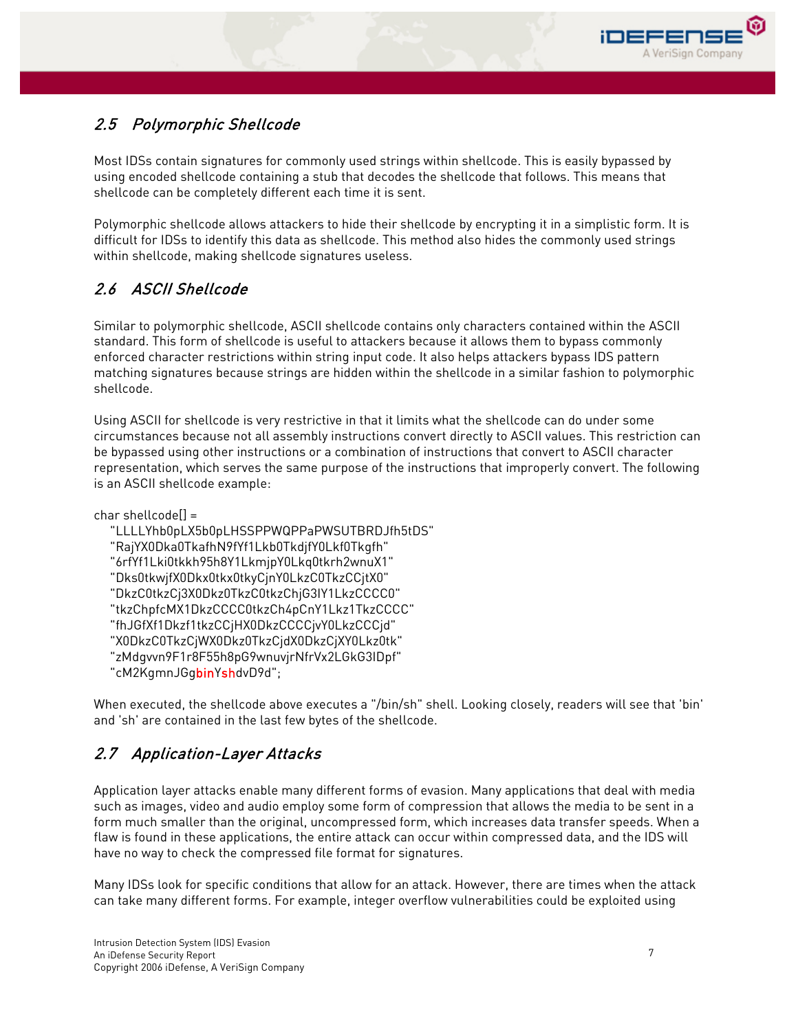## 2.5 Polymorphic Shellcode

Most IDSs contain signatures for commonly used strings within shellcode. This is easily bypassed by using encoded shellcode containing a stub that decodes the shellcode that follows. This means that shellcode can be completely different each time it is sent.

Polymorphic shellcode allows attackers to hide their shellcode by encrypting it in a simplistic form. It is difficult for IDSs to identify this data as shellcode. This method also hides the commonly used strings within shellcode, making shellcode signatures useless.

## 2.6 ASCII Shellcode

Similar to polymorphic shellcode, ASCII shellcode contains only characters contained within the ASCII standard. This form of shellcode is useful to attackers because it allows them to bypass commonly enforced character restrictions within string input code. It also helps attackers bypass IDS pattern matching signatures because strings are hidden within the shellcode in a similar fashion to polymorphic shellcode.

Using ASCII for shellcode is very restrictive in that it limits what the shellcode can do under some circumstances because not all assembly instructions convert directly to ASCII values. This restriction can be bypassed using other instructions or a combination of instructions that convert to ASCII character representation, which serves the same purpose of the instructions that improperly convert. The following is an ASCII shellcode example:

```
char shellcode[] =
    "LLLLYhb0pLX5b0pLHSSPPWQPPaPWSUTBRDJfh5tDS"
    "RajYX0Dka0TkafhN9fYf1Lkb0TkdjfY0Lkf0Tkgfh"
    "6rfYf1Lki0tkkh95h8Y1LkmjpY0Lkq0tkrh2wnuX1"
    "Dks0tkwjfX0Dkx0tkx0tkyCjnY0LkzC0TkzCCjtX0"
    "DkzC0tkzCj3X0Dkz0TkzC0tkzChjG3IY1LkzCCCC0"
    "tkzChpfcMX1DkzCCCC0tkzCh4pCnY1Lkz1TkzCCCC"
    "fhJGfXf1Dkzf1tkzCCjHX0DkzCCCCjvY0LkzCCCjd"
    "X0DkzC0TkzCjWX0Dkz0TkzCjdX0DkzCjXY0Lkz0tk"
    "zMdgvvn9F1r8F55h8pG9wnuvjrNfrVx2LGkG3IDpf"
    "cM2KgmnJGgbinYshdvD9d";
```

When executed, the shellcode above executes a "/bin/sh" shell. Looking closely, readers will see that 'bin' and 'sh' are contained in the last few bytes of the shellcode.

## 2.7 Application-Layer Attacks

Application layer attacks enable many different forms of evasion. Many applications that deal with media such as images, video and audio employ some form of compression that allows the media to be sent in a form much smaller than the original, uncompressed form, which increases data transfer speeds. When a flaw is found in these applications, the entire attack can occur within compressed data, and the IDS will have no way to check the compressed file format for signatures.

Many IDSs look for specific conditions that allow for an attack. However, there are times when the attack can take many different forms. For example, integer overflow vulnerabilities could be exploited using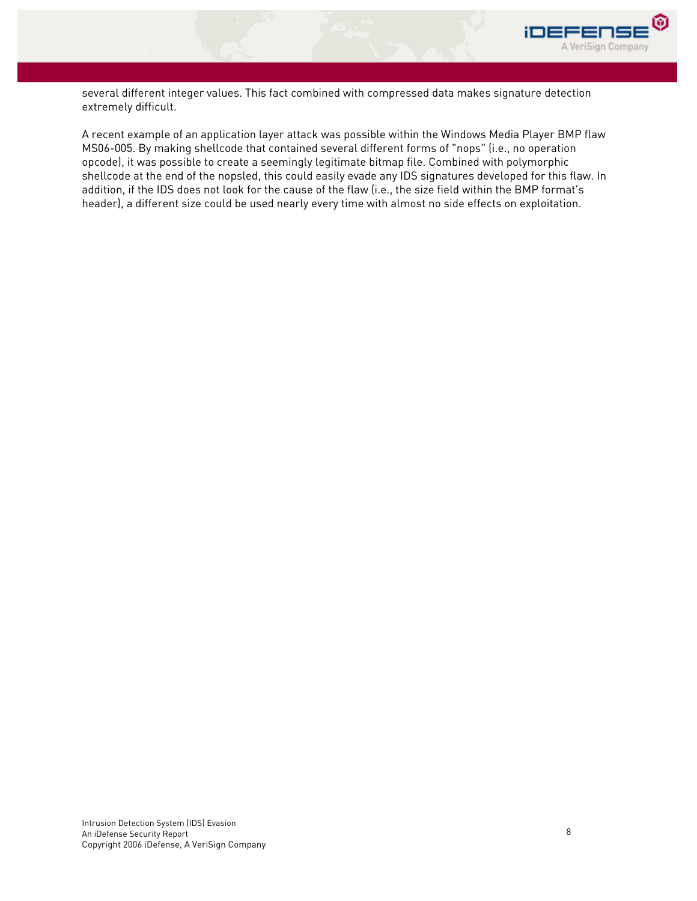several different integer values. This fact combined with compressed data makes signature detection extremely difficult.

A recent example of an application layer attack was possible within the Windows Media Player BMP flaw MS06-005. By making shellcode that contained several different forms of "nops" (i.e., no operation opcode), it was possible to create a seemingly legitimate bitmap file. Combined with polymorphic shellcode at the end of the nopsled, this could easily evade any IDS signatures developed for this flaw. In addition, if the IDS does not look for the cause of the flaw (i.e., the size field within the BMP format's header), a different size could be used nearly every time with almost no side effects on exploitation.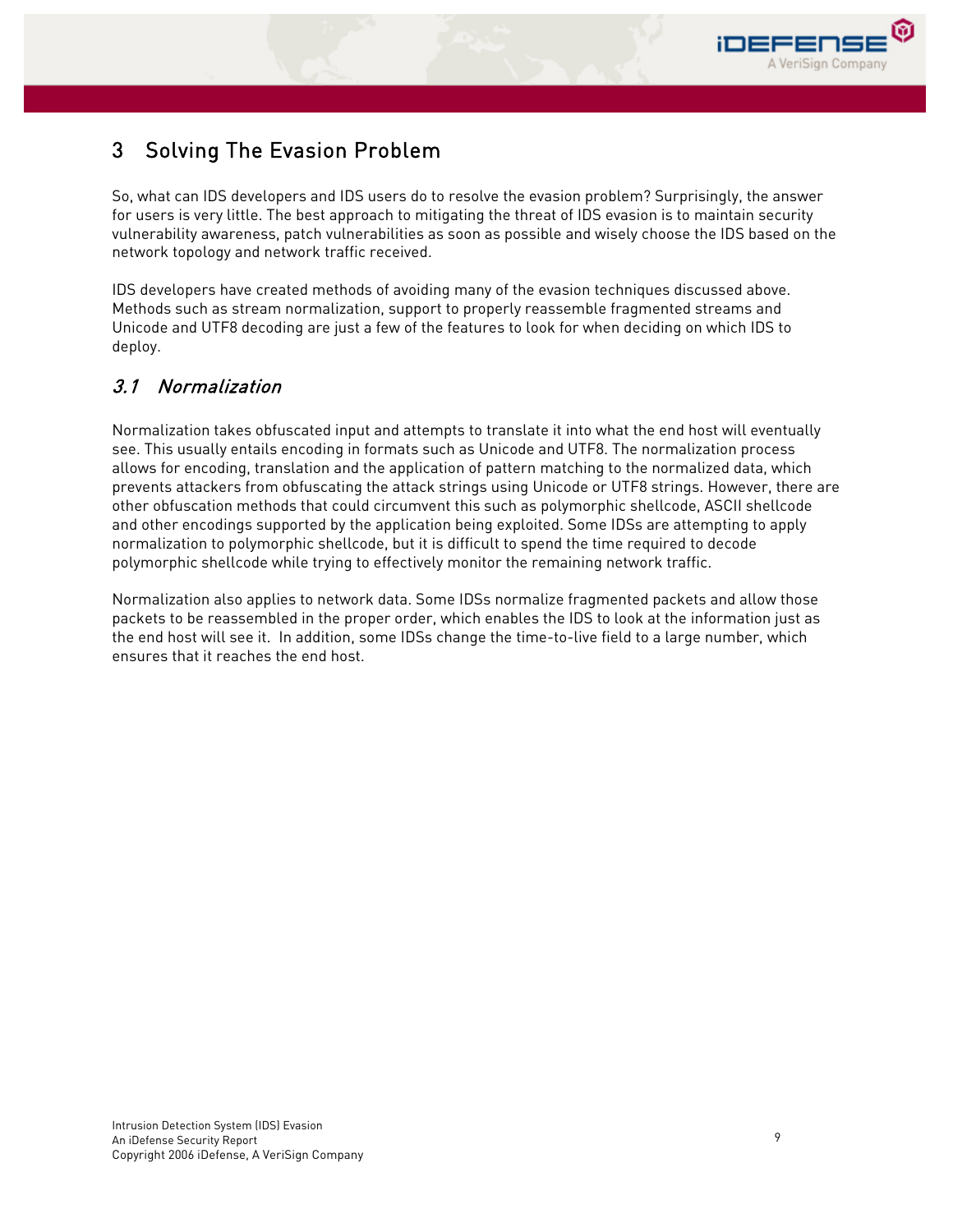# 3 Solving The Evasion Problem

So, what can IDS developers and IDS users do to resolve the evasion problem? Surprisingly, the answer for users is very little. The best approach to mitigating the threat of IDS evasion is to maintain security vulnerability awareness, patch vulnerabilities as soon as possible and wisely choose the IDS based on the network topology and network traffic received.

IDS developers have created methods of avoiding many of the evasion techniques discussed above. Methods such as stream normalization, support to properly reassemble fragmented streams and Unicode and UTF8 decoding are just a few of the features to look for when deciding on which IDS to deploy.

## *3.1 Normalization*

Normalization takes obfuscated input and attempts to translate it into what the end host will eventually see. This usually entails encoding in formats such as Unicode and UTF8. The normalization process allows for encoding, translation and the application of pattern matching to the normalized data, which prevents attackers from obfuscating the attack strings using Unicode or UTF8 strings. However, there are other obfuscation methods that could circumvent this such as polymorphic shellcode, ASCII shellcode and other encodings supported by the application being exploited. Some IDSs are attempting to apply normalization to polymorphic shellcode, but it is difficult to spend the time required to decode polymorphic shellcode while trying to effectively monitor the remaining network traffic.

Normalization also applies to network data. Some IDSs normalize fragmented packets and allow those packets to be reassembled in the proper order, which enables the IDS to look at the information just as the end host will see it. In addition, some IDSs change the time-to-live field to a large number, which ensures that it reaches the end host.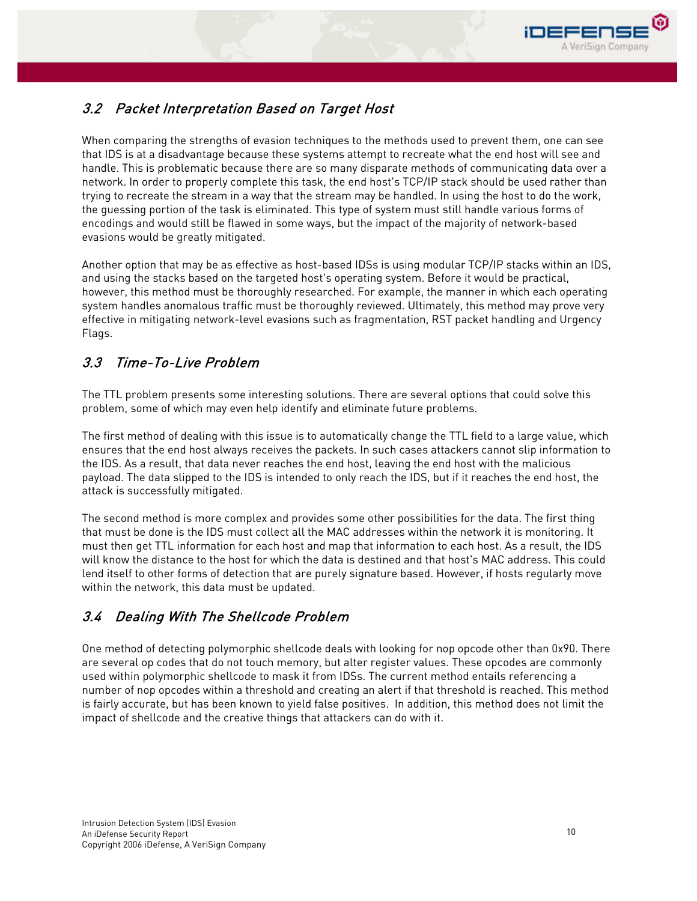### *3.2 Packet Interpretation Based on Target Host*

When comparing the strengths of evasion techniques to the methods used to prevent them, one can see that IDS is at a disadvantage because these systems attempt to recreate what the end host will see and handle. This is problematic because there are so many disparate methods of communicating data over a network. In order to properly complete this task, the end host's TCP/IP stack should be used rather than trying to recreate the stream in a way that the stream may be handled. In using the host to do the work, the guessing portion of the task is eliminated. This type of system must still handle various forms of encodings and would still be flawed in some ways, but the impact of the majority of network-based evasions would be greatly mitigated.

Another option that may be as effective as host-based IDSs is using modular TCP/IP stacks within an IDS, and using the stacks based on the targeted host's operating system. Before it would be practical, however, this method must be thoroughly researched. For example, the manner in which each operating system handles anomalous traffic must be thoroughly reviewed. Ultimately, this method may prove very effective in mitigating network-level evasions such as fragmentation, RST packet handling and Urgency Flags.

### *3.3 Time-To-Live Problem*

The TTL problem presents some interesting solutions. There are several options that could solve this problem, some of which may even help identify and eliminate future problems.

The first method of dealing with this issue is to automatically change the TTL field to a large value, which ensures that the end host always receives the packets. In such cases attackers cannot slip information to the IDS. As a result, that data never reaches the end host, leaving the end host with the malicious payload. The data slipped to the IDS is intended to only reach the IDS, but if it reaches the end host, the attack is successfully mitigated.

The second method is more complex and provides some other possibilities for the data. The first thing that must be done is the IDS must collect all the MAC addresses within the network it is monitoring. It must then get TTL information for each host and map that information to each host. As a result, the IDS will know the distance to the host for which the data is destined and that host's MAC address. This could lend itself to other forms of detection that are purely signature based. However, if hosts regularly move within the network, this data must be updated.

### *3.4 Dealing With The Shellcode Problem*

One method of detecting polymorphic shellcode deals with looking for nop opcode other than 0x90. There are several op codes that do not touch memory, but alter register values. These opcodes are commonly used within polymorphic shellcode to mask it from IDSs. The current method entails referencing a number of nop opcodes within a threshold and creating an alert if that threshold is reached. This method is fairly accurate, but has been known to yield false positives. In addition, this method does not limit the impact of shellcode and the creative things that attackers can do with it.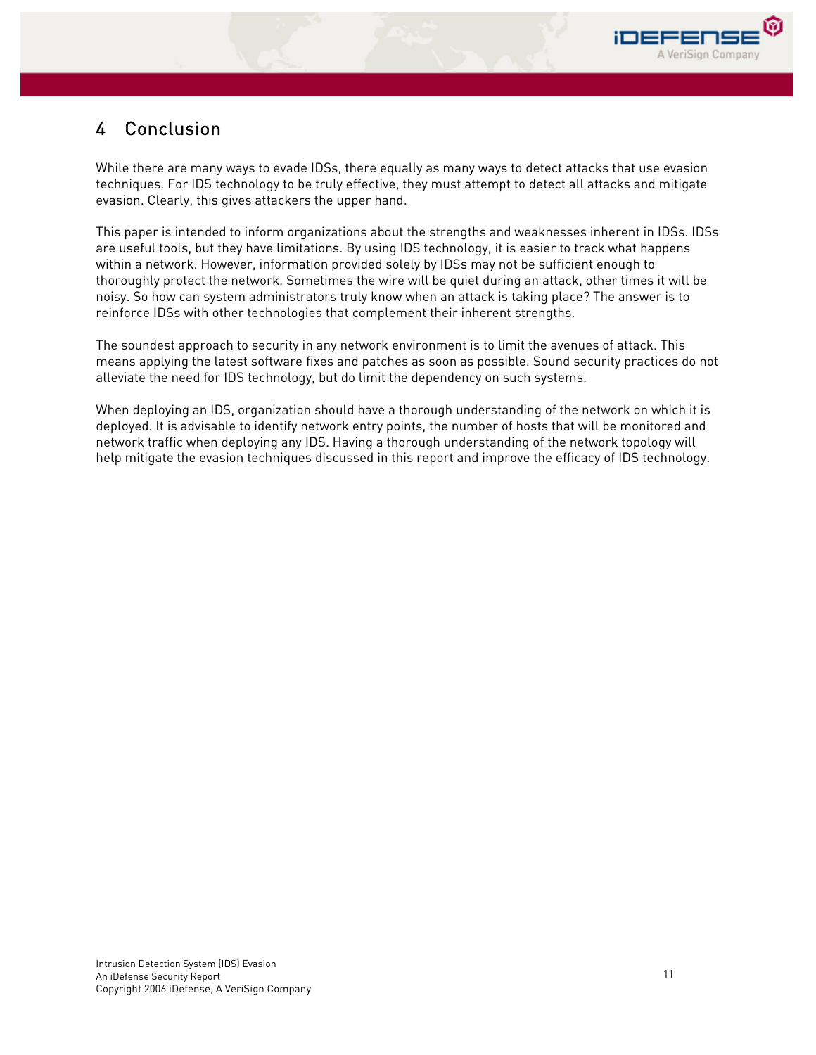## 4 Conclusion

While there are many ways to evade IDSs, there equally as many ways to detect attacks that use evasion techniques. For IDS technology to be truly effective, they must attempt to detect all attacks and mitigate evasion. Clearly, this gives attackers the upper hand.

This paper is intended to inform organizations about the strengths and weaknesses inherent in IDSs. IDSs are useful tools, but they have limitations. By using IDS technology, it is easier to track what happens within a network. However, information provided solely by IDSs may not be sufficient enough to thoroughly protect the network. Sometimes the wire will be quiet during an attack, other times it will be noisy. So how can system administrators truly know when an attack is taking place? The answer is to reinforce IDSs with other technologies that complement their inherent strengths.

The soundest approach to security in any network environment is to limit the avenues of attack. This means applying the latest software fixes and patches as soon as possible. Sound security practices do not alleviate the need for IDS technology, but do limit the dependency on such systems.

When deploying an IDS, organization should have a thorough understanding of the network on which it is deployed. It is advisable to identify network entry points, the number of hosts that will be monitored and network traffic when deploying any IDS. Having a thorough understanding of the network topology will help mitigate the evasion techniques discussed in this report and improve the efficacy of IDS technology.